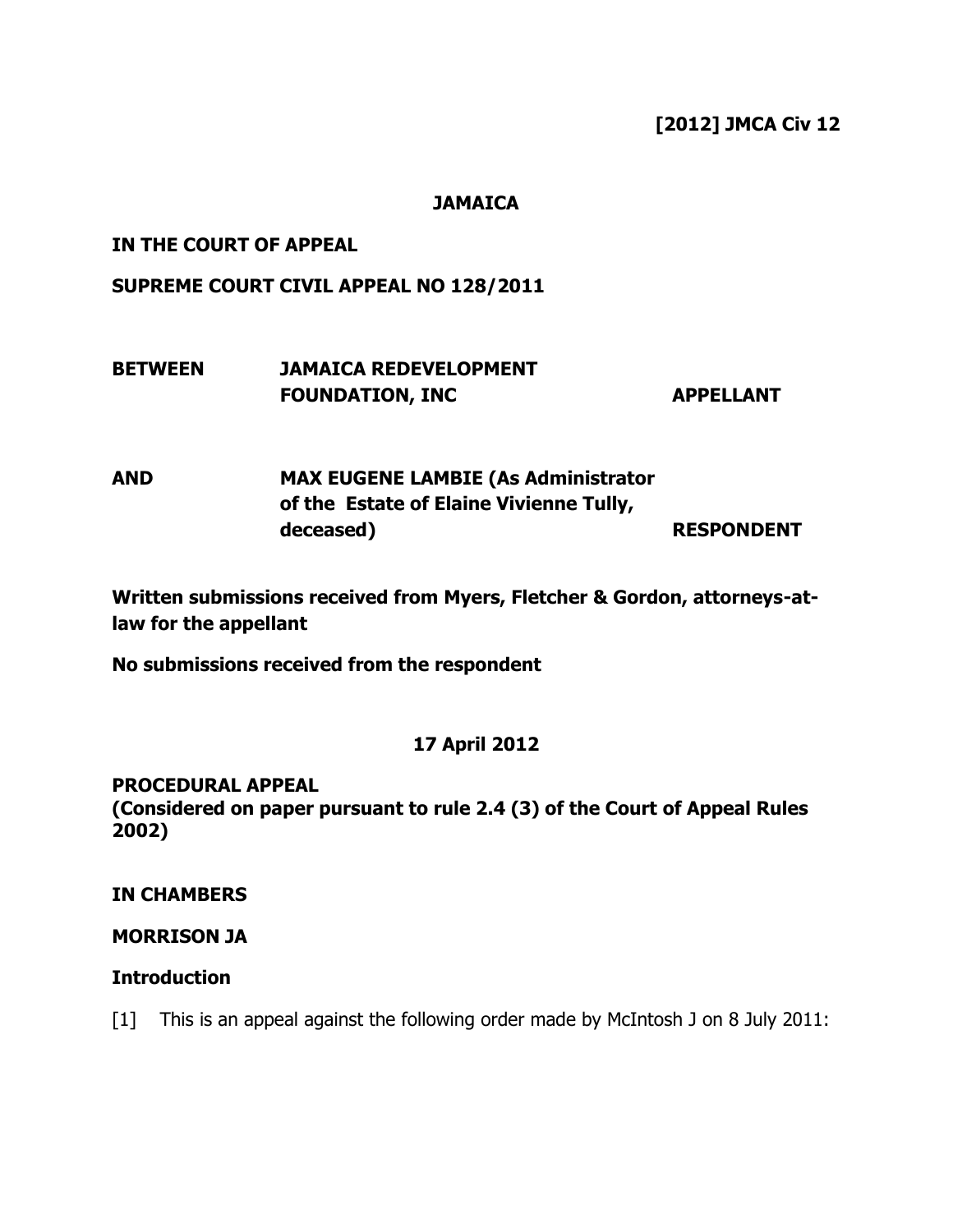**[2012] JMCA Civ 12**

**JAMAICA**

**IN THE COURT OF APPEAL**

**SUPREME COURT CIVIL APPEAL NO 128/2011**

| | | |
|---|---|---|
| **BETWEEN** | **JAMAICA REDEVELOPMENT FOUNDATION, INC** | **APPELLANT** |
| **AND** | **MAX EUGENE LAMBIE (As Administrator of the Estate of Elaine Vivienne Tully, deceased)** | **RESPONDENT** |

**Written submissions received from Myers, Fletcher & Gordon, attorneys-at-law for the appellant**

**No submissions received from the respondent**

**17 April 2012**

**PROCEDURAL APPEAL**
**(Considered on paper pursuant to rule 2.4 (3) of the Court of Appeal Rules 2002)**

**IN CHAMBERS**

**MORRISON JA**

## Introduction

[1] This is an appeal against the following order made by McIntosh J on 8 July 2011: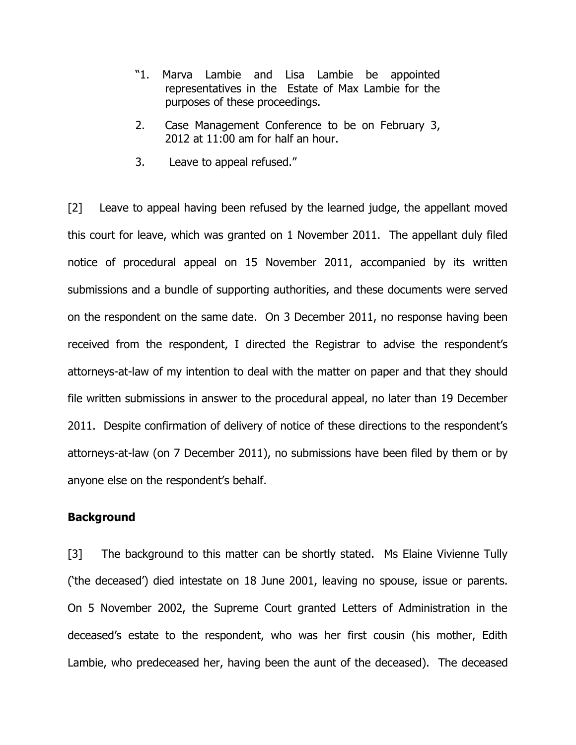> "1. Marva Lambie and Lisa Lambie be appointed representatives in the Estate of Max Lambie for the purposes of these proceedings.
>
> 2. Case Management Conference to be on February 3, 2012 at 11:00 am for half an hour.
>
> 3. Leave to appeal refused."

[2] Leave to appeal having been refused by the learned judge, the appellant moved this court for leave, which was granted on 1 November 2011. The appellant duly filed notice of procedural appeal on 15 November 2011, accompanied by its written submissions and a bundle of supporting authorities, and these documents were served on the respondent on the same date. On 3 December 2011, no response having been received from the respondent, I directed the Registrar to advise the respondent's attorneys-at-law of my intention to deal with the matter on paper and that they should file written submissions in answer to the procedural appeal, no later than 19 December 2011. Despite confirmation of delivery of notice of these directions to the respondent's attorneys-at-law (on 7 December 2011), no submissions have been filed by them or by anyone else on the respondent's behalf.

**Background**

[3] The background to this matter can be shortly stated. Ms Elaine Vivienne Tully ('the deceased') died intestate on 18 June 2001, leaving no spouse, issue or parents. On 5 November 2002, the Supreme Court granted Letters of Administration in the deceased's estate to the respondent, who was her first cousin (his mother, Edith Lambie, who predeceased her, having been the aunt of the deceased). The deceased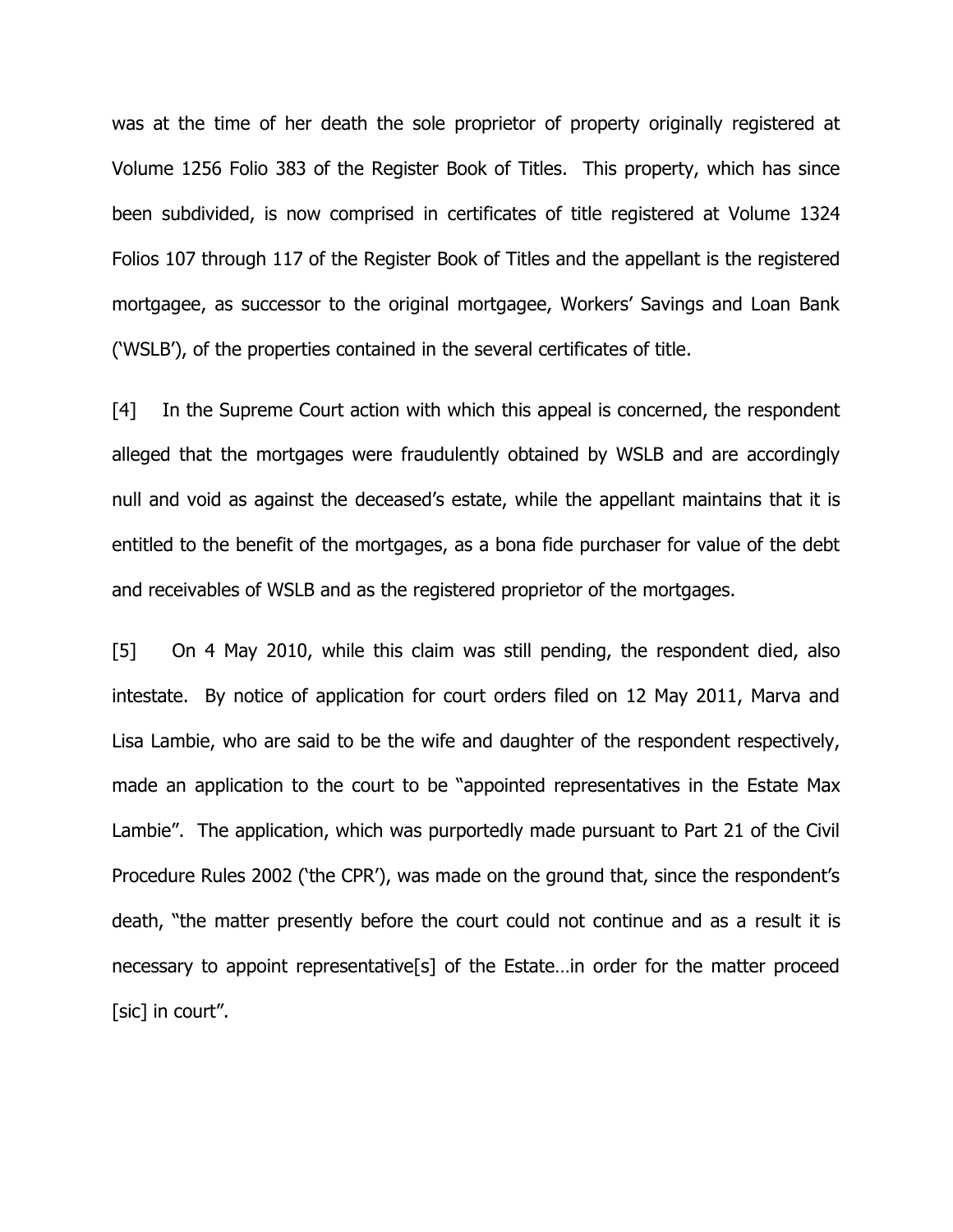was at the time of her death the sole proprietor of property originally registered at Volume 1256 Folio 383 of the Register Book of Titles. This property, which has since been subdivided, is now comprised in certificates of title registered at Volume 1324 Folios 107 through 117 of the Register Book of Titles and the appellant is the registered mortgagee, as successor to the original mortgagee, Workers' Savings and Loan Bank ('WSLB'), of the properties contained in the several certificates of title.

[4] In the Supreme Court action with which this appeal is concerned, the respondent alleged that the mortgages were fraudulently obtained by WSLB and are accordingly null and void as against the deceased's estate, while the appellant maintains that it is entitled to the benefit of the mortgages, as a bona fide purchaser for value of the debt and receivables of WSLB and as the registered proprietor of the mortgages.

[5] On 4 May 2010, while this claim was still pending, the respondent died, also intestate. By notice of application for court orders filed on 12 May 2011, Marva and Lisa Lambie, who are said to be the wife and daughter of the respondent respectively, made an application to the court to be "appointed representatives in the Estate Max Lambie". The application, which was purportedly made pursuant to Part 21 of the Civil Procedure Rules 2002 ('the CPR'), was made on the ground that, since the respondent's death, "the matter presently before the court could not continue and as a result it is necessary to appoint representative[s] of the Estate…in order for the matter proceed [sic] in court".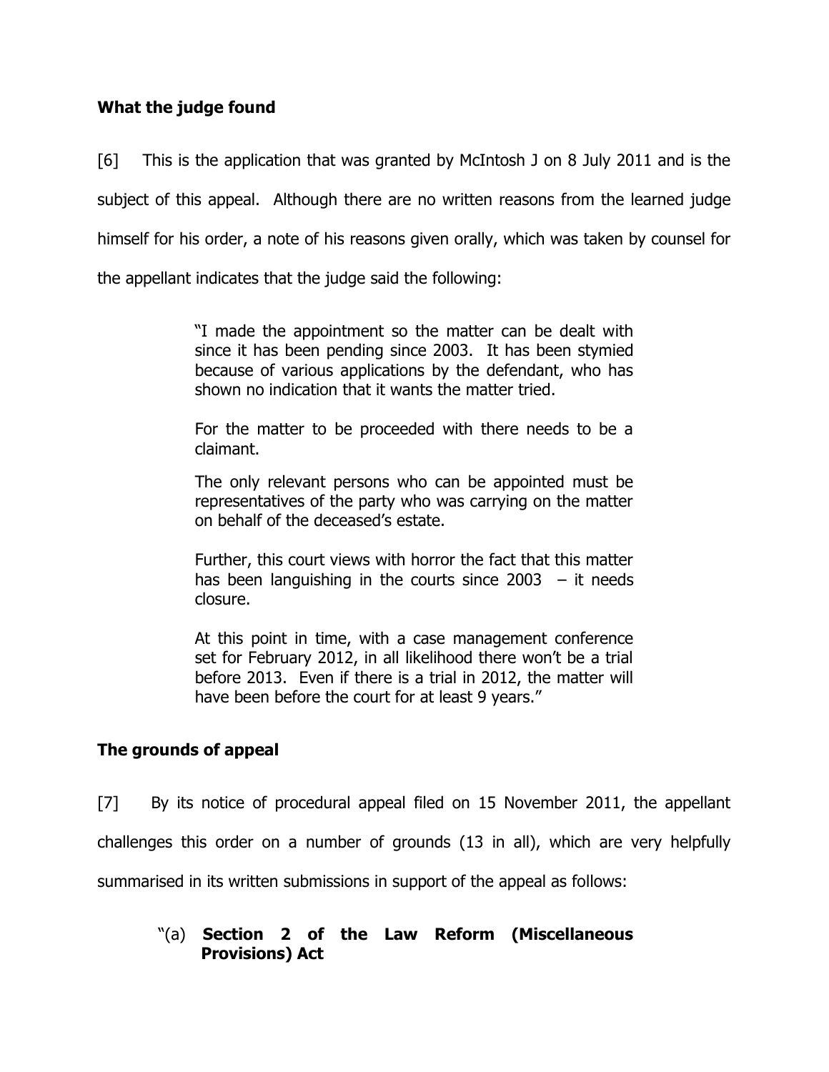**What the judge found**

[6] This is the application that was granted by McIntosh J on 8 July 2011 and is the subject of this appeal. Although there are no written reasons from the learned judge himself for his order, a note of his reasons given orally, which was taken by counsel for the appellant indicates that the judge said the following:

> "I made the appointment so the matter can be dealt with since it has been pending since 2003. It has been stymied because of various applications by the defendant, who has shown no indication that it wants the matter tried.
>
> For the matter to be proceeded with there needs to be a claimant.
>
> The only relevant persons who can be appointed must be representatives of the party who was carrying on the matter on behalf of the deceased's estate.
>
> Further, this court views with horror the fact that this matter has been languishing in the courts since 2003 – it needs closure.
>
> At this point in time, with a case management conference set for February 2012, in all likelihood there won't be a trial before 2013. Even if there is a trial in 2012, the matter will have been before the court for at least 9 years."

**The grounds of appeal**

[7] By its notice of procedural appeal filed on 15 November 2011, the appellant challenges this order on a number of grounds (13 in all), which are very helpfully summarised in its written submissions in support of the appeal as follows:

"(a) **Section 2 of the Law Reform (Miscellaneous Provisions) Act**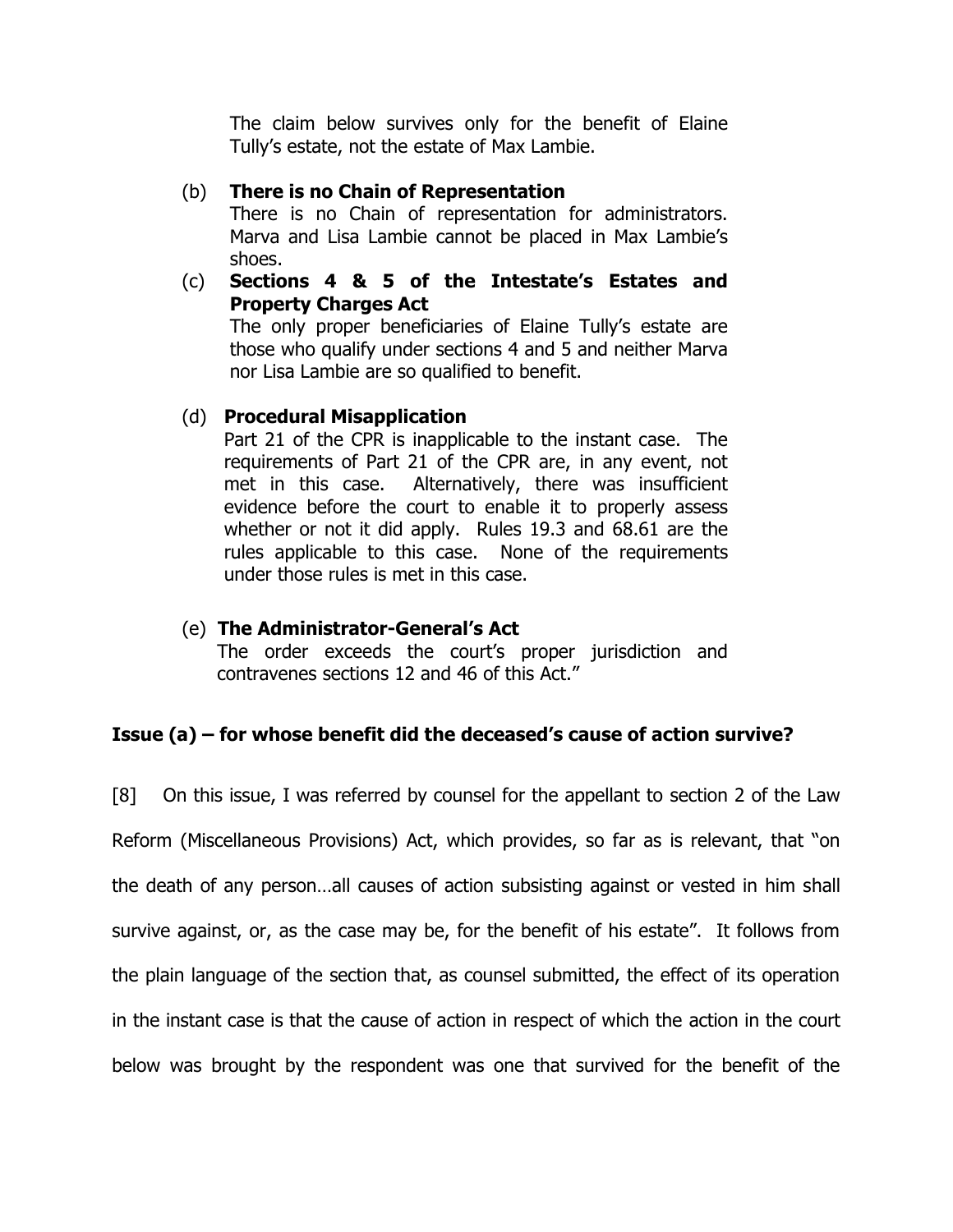The claim below survives only for the benefit of Elaine Tully's estate, not the estate of Max Lambie.

(b) **There is no Chain of Representation**
There is no Chain of representation for administrators. Marva and Lisa Lambie cannot be placed in Max Lambie's shoes.

(c) **Sections 4 & 5 of the Intestate's Estates and Property Charges Act**
The only proper beneficiaries of Elaine Tully's estate are those who qualify under sections 4 and 5 and neither Marva nor Lisa Lambie are so qualified to benefit.

(d) **Procedural Misapplication**
Part 21 of the CPR is inapplicable to the instant case. The requirements of Part 21 of the CPR are, in any event, not met in this case. Alternatively, there was insufficient evidence before the court to enable it to properly assess whether or not it did apply. Rules 19.3 and 68.61 are the rules applicable to this case. None of the requirements under those rules is met in this case.

(e) **The Administrator-General's Act**
The order exceeds the court's proper jurisdiction and contravenes sections 12 and 46 of this Act."

**Issue (a) – for whose benefit did the deceased's cause of action survive?**

[8] On this issue, I was referred by counsel for the appellant to section 2 of the Law Reform (Miscellaneous Provisions) Act, which provides, so far as is relevant, that "on the death of any person…all causes of action subsisting against or vested in him shall survive against, or, as the case may be, for the benefit of his estate". It follows from the plain language of the section that, as counsel submitted, the effect of its operation in the instant case is that the cause of action in respect of which the action in the court below was brought by the respondent was one that survived for the benefit of the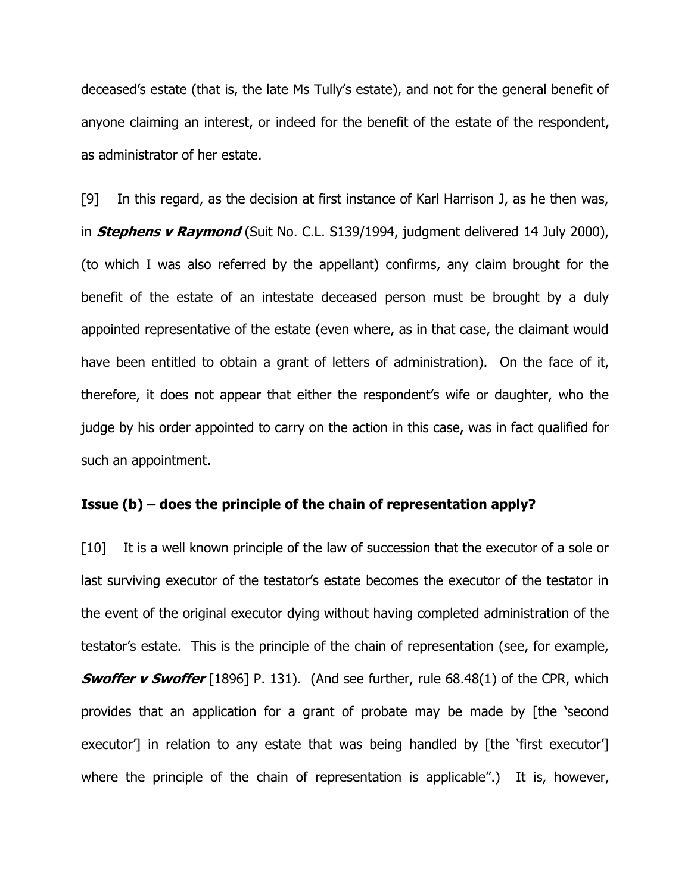deceased's estate (that is, the late Ms Tully's estate), and not for the general benefit of anyone claiming an interest, or indeed for the benefit of the estate of the respondent, as administrator of her estate.

[9] In this regard, as the decision at first instance of Karl Harrison J, as he then was, in ***Stephens v Raymond*** (Suit No. C.L. S139/1994, judgment delivered 14 July 2000), (to which I was also referred by the appellant) confirms, any claim brought for the benefit of the estate of an intestate deceased person must be brought by a duly appointed representative of the estate (even where, as in that case, the claimant would have been entitled to obtain a grant of letters of administration). On the face of it, therefore, it does not appear that either the respondent's wife or daughter, who the judge by his order appointed to carry on the action in this case, was in fact qualified for such an appointment.

**Issue (b) – does the principle of the chain of representation apply?**

[10] It is a well known principle of the law of succession that the executor of a sole or last surviving executor of the testator's estate becomes the executor of the testator in the event of the original executor dying without having completed administration of the testator's estate. This is the principle of the chain of representation (see, for example, ***Swoffer v Swoffer*** [1896] P. 131). (And see further, rule 68.48(1) of the CPR, which provides that an application for a grant of probate may be made by [the 'second executor'] in relation to any estate that was being handled by [the 'first executor'] where the principle of the chain of representation is applicable".) It is, however,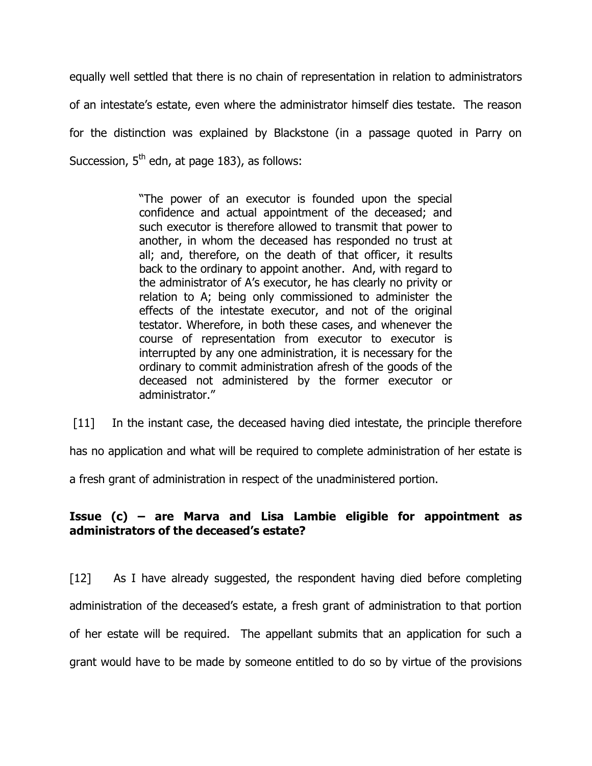equally well settled that there is no chain of representation in relation to administrators of an intestate's estate, even where the administrator himself dies testate. The reason for the distinction was explained by Blackstone (in a passage quoted in Parry on Succession, 5th edn, at page 183), as follows:

> "The power of an executor is founded upon the special confidence and actual appointment of the deceased; and such executor is therefore allowed to transmit that power to another, in whom the deceased has responded no trust at all; and, therefore, on the death of that officer, it results back to the ordinary to appoint another. And, with regard to the administrator of A's executor, he has clearly no privity or relation to A; being only commissioned to administer the effects of the intestate executor, and not of the original testator. Wherefore, in both these cases, and whenever the course of representation from executor to executor is interrupted by any one administration, it is necessary for the ordinary to commit administration afresh of the goods of the deceased not administered by the former executor or administrator."

[11] In the instant case, the deceased having died intestate, the principle therefore has no application and what will be required to complete administration of her estate is a fresh grant of administration in respect of the unadministered portion.

**Issue (c) – are Marva and Lisa Lambie eligible for appointment as administrators of the deceased's estate?**

[12] As I have already suggested, the respondent having died before completing administration of the deceased's estate, a fresh grant of administration to that portion of her estate will be required. The appellant submits that an application for such a grant would have to be made by someone entitled to do so by virtue of the provisions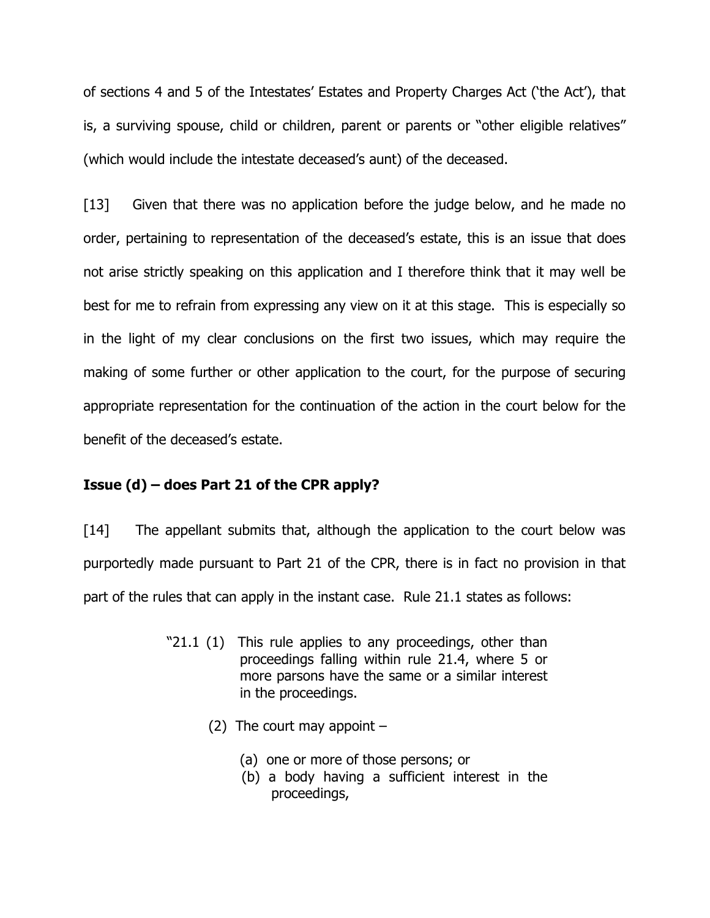of sections 4 and 5 of the Intestates' Estates and Property Charges Act ('the Act'), that is, a surviving spouse, child or children, parent or parents or "other eligible relatives" (which would include the intestate deceased's aunt) of the deceased.

[13] Given that there was no application before the judge below, and he made no order, pertaining to representation of the deceased's estate, this is an issue that does not arise strictly speaking on this application and I therefore think that it may well be best for me to refrain from expressing any view on it at this stage. This is especially so in the light of my clear conclusions on the first two issues, which may require the making of some further or other application to the court, for the purpose of securing appropriate representation for the continuation of the action in the court below for the benefit of the deceased's estate.

**Issue (d) – does Part 21 of the CPR apply?**

[14] The appellant submits that, although the application to the court below was purportedly made pursuant to Part 21 of the CPR, there is in fact no provision in that part of the rules that can apply in the instant case. Rule 21.1 states as follows:

> "21.1 (1) This rule applies to any proceedings, other than proceedings falling within rule 21.4, where 5 or more parsons have the same or a similar interest in the proceedings.
>
> (2) The court may appoint –
>
> (a) one or more of those persons; or
> (b) a body having a sufficient interest in the proceedings,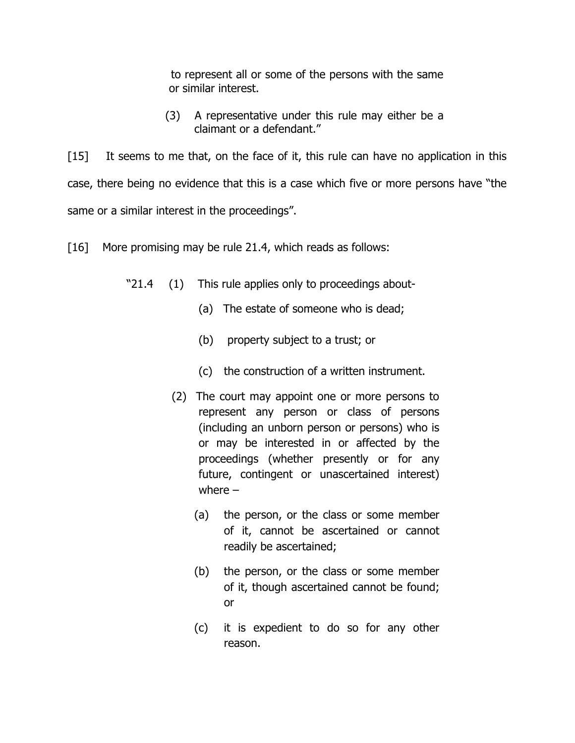to represent all or some of the persons with the same or similar interest.

(3) A representative under this rule may either be a claimant or a defendant."

[15] It seems to me that, on the face of it, this rule can have no application in this case, there being no evidence that this is a case which five or more persons have "the same or a similar interest in the proceedings".

[16] More promising may be rule 21.4, which reads as follows:

> "21.4 (1) This rule applies only to proceedings about-
>
> (a) The estate of someone who is dead;
>
> (b) property subject to a trust; or
>
> (c) the construction of a written instrument.
>
> (2) The court may appoint one or more persons to represent any person or class of persons (including an unborn person or persons) who is or may be interested in or affected by the proceedings (whether presently or for any future, contingent or unascertained interest) where –
>
> (a) the person, or the class or some member of it, cannot be ascertained or cannot readily be ascertained;
>
> (b) the person, or the class or some member of it, though ascertained cannot be found; or
>
> (c) it is expedient to do so for any other reason.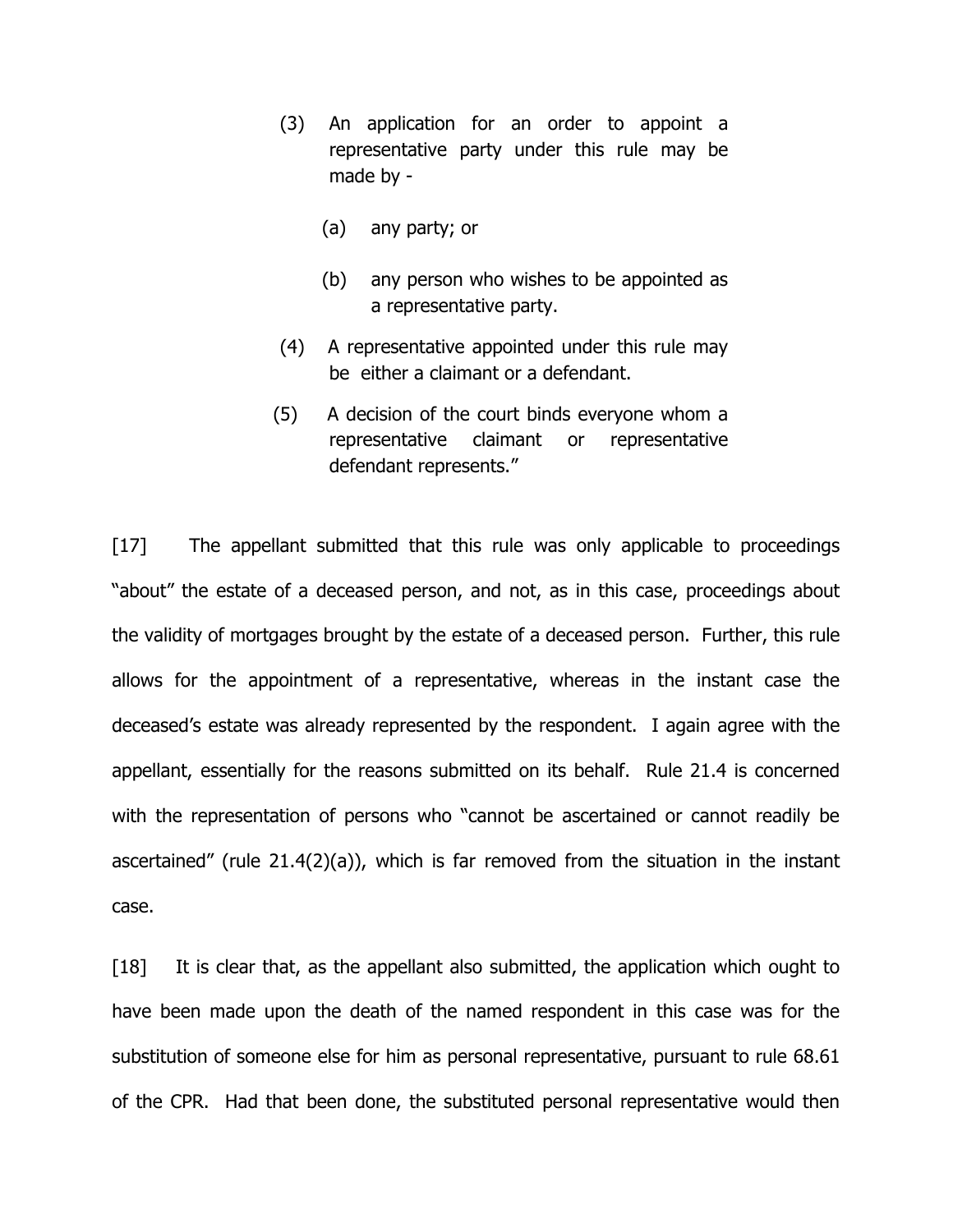> (3) An application for an order to appoint a representative party under this rule may be made by -
>
> (a) any party; or
>
> (b) any person who wishes to be appointed as a representative party.
>
> (4) A representative appointed under this rule may be either a claimant or a defendant.
>
> (5) A decision of the court binds everyone whom a representative claimant or representative defendant represents."

[17] The appellant submitted that this rule was only applicable to proceedings "about" the estate of a deceased person, and not, as in this case, proceedings about the validity of mortgages brought by the estate of a deceased person. Further, this rule allows for the appointment of a representative, whereas in the instant case the deceased's estate was already represented by the respondent. I again agree with the appellant, essentially for the reasons submitted on its behalf. Rule 21.4 is concerned with the representation of persons who "cannot be ascertained or cannot readily be ascertained" (rule 21.4(2)(a)), which is far removed from the situation in the instant case.

[18] It is clear that, as the appellant also submitted, the application which ought to have been made upon the death of the named respondent in this case was for the substitution of someone else for him as personal representative, pursuant to rule 68.61 of the CPR. Had that been done, the substituted personal representative would then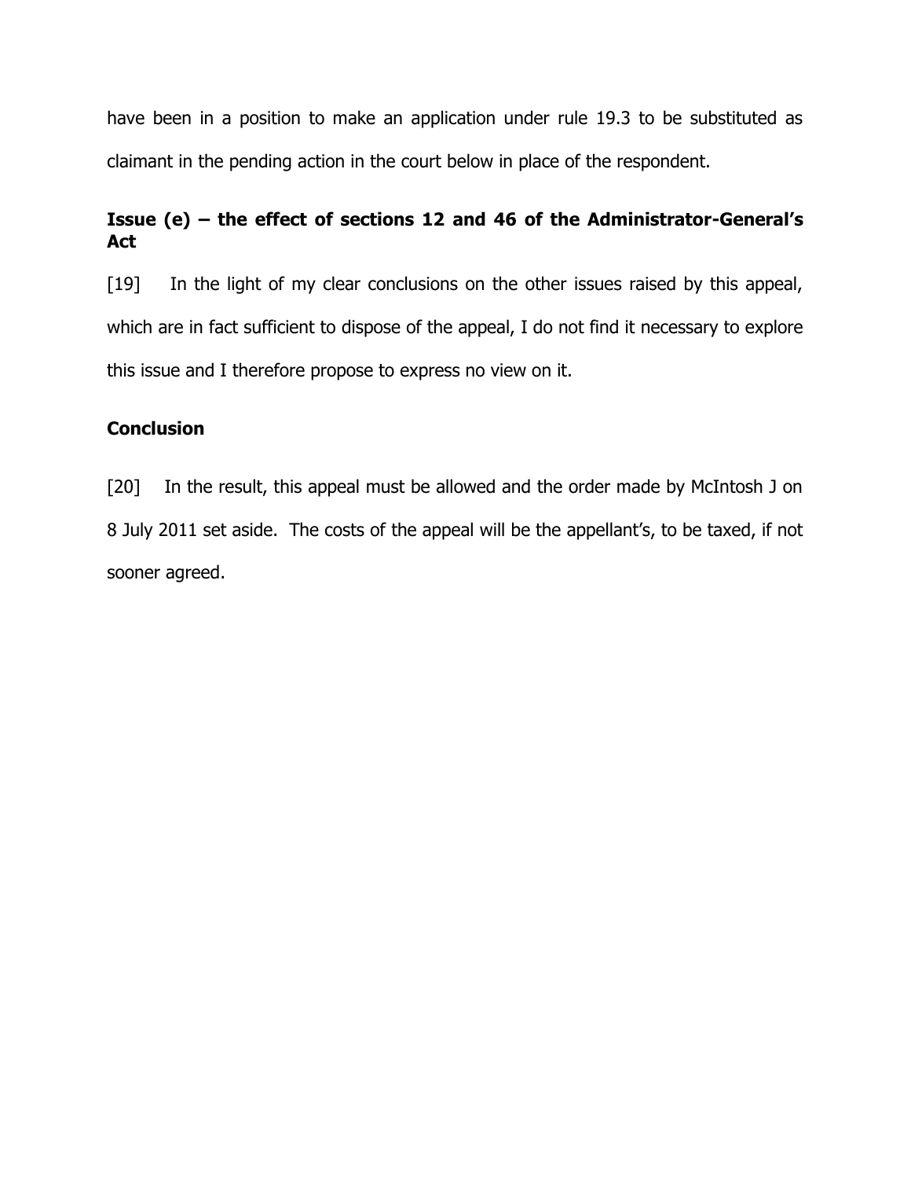have been in a position to make an application under rule 19.3 to be substituted as claimant in the pending action in the court below in place of the respondent.

**Issue (e) – the effect of sections 12 and 46 of the Administrator-General's Act**

[19] In the light of my clear conclusions on the other issues raised by this appeal, which are in fact sufficient to dispose of the appeal, I do not find it necessary to explore this issue and I therefore propose to express no view on it.

**Conclusion**

[20] In the result, this appeal must be allowed and the order made by McIntosh J on 8 July 2011 set aside. The costs of the appeal will be the appellant's, to be taxed, if not sooner agreed.